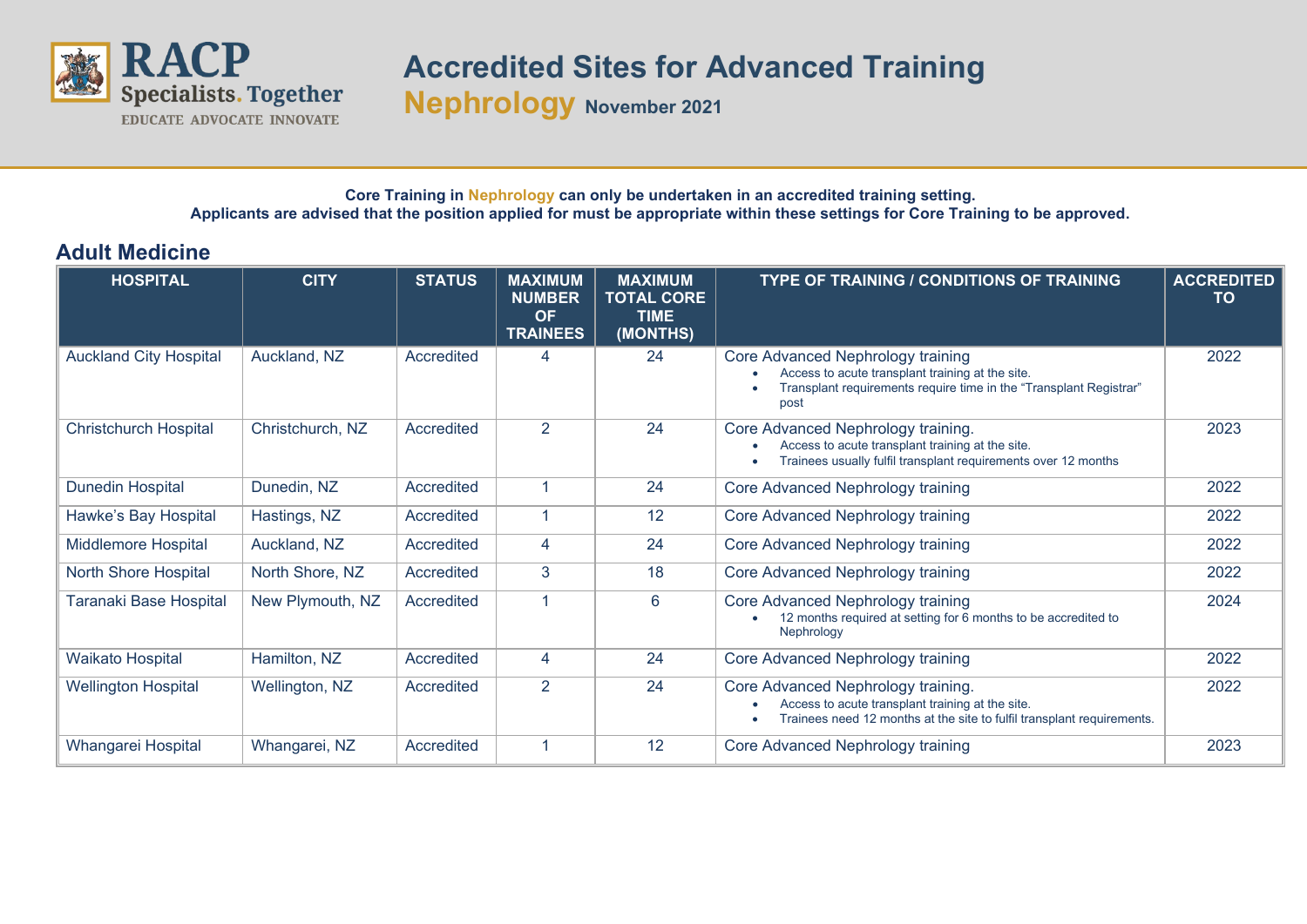# Accredited Sites for Advanced Training

## Nephrology November 2021

**Core Training in Nephrology can only be undertaken in an accredited training setting.**
**Applicants are advised that the position applied for must be appropriate within these settings for Core Training to be approved.**

## Adult Medicine

| HOSPITAL | CITY | STATUS | MAXIMUM NUMBER OF TRAINEES | MAXIMUM TOTAL CORE TIME (MONTHS) | TYPE OF TRAINING / CONDITIONS OF TRAINING | ACCREDITED TO |
|---|---|---|---|---|---|---|
| Auckland City Hospital | Auckland, NZ | Accredited | 4 | 24 | Core Advanced Nephrology training<br>• Access to acute transplant training at the site.<br>• Transplant requirements require time in the "Transplant Registrar" post | 2022 |
| Christchurch Hospital | Christchurch, NZ | Accredited | 2 | 24 | Core Advanced Nephrology training.<br>• Access to acute transplant training at the site.<br>• Trainees usually fulfil transplant requirements over 12 months | 2023 |
| Dunedin Hospital | Dunedin, NZ | Accredited | 1 | 24 | Core Advanced Nephrology training | 2022 |
| Hawke's Bay Hospital | Hastings, NZ | Accredited | 1 | 12 | Core Advanced Nephrology training | 2022 |
| Middlemore Hospital | Auckland, NZ | Accredited | 4 | 24 | Core Advanced Nephrology training | 2022 |
| North Shore Hospital | North Shore, NZ | Accredited | 3 | 18 | Core Advanced Nephrology training | 2022 |
| Taranaki Base Hospital | New Plymouth, NZ | Accredited | 1 | 6 | Core Advanced Nephrology training<br>• 12 months required at setting for 6 months to be accredited to Nephrology | 2024 |
| Waikato Hospital | Hamilton, NZ | Accredited | 4 | 24 | Core Advanced Nephrology training | 2022 |
| Wellington Hospital | Wellington, NZ | Accredited | 2 | 24 | Core Advanced Nephrology training.<br>• Access to acute transplant training at the site.<br>• Trainees need 12 months at the site to fulfil transplant requirements. | 2022 |
| Whangarei Hospital | Whangarei, NZ | Accredited | 1 | 12 | Core Advanced Nephrology training | 2023 |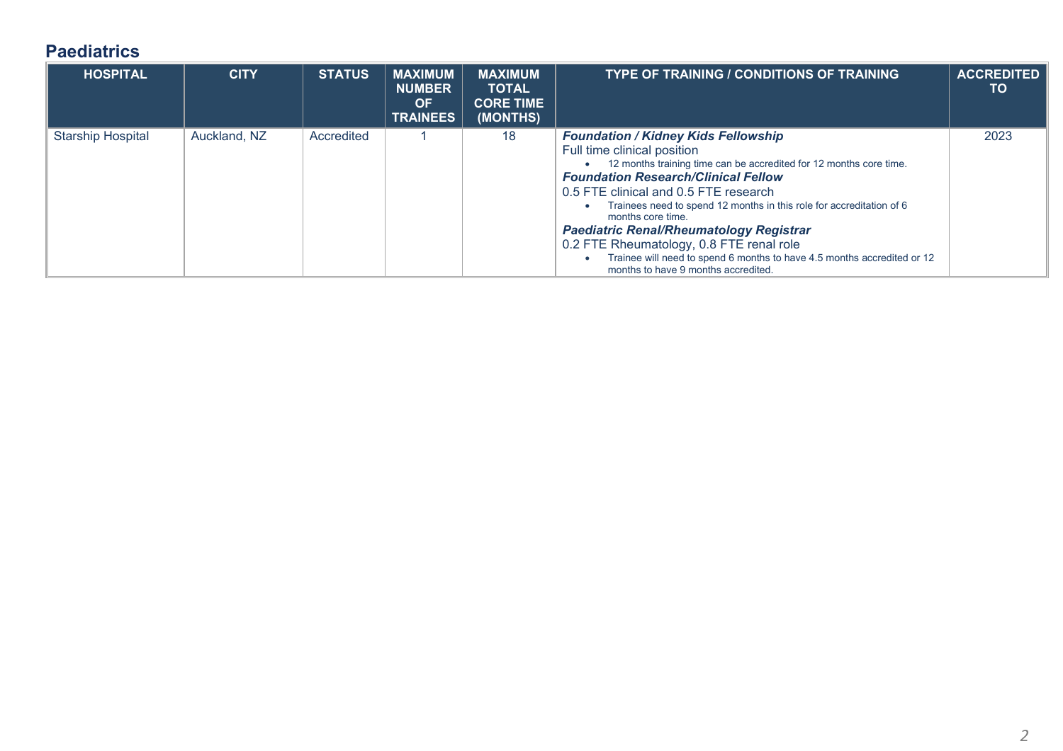## Paediatrics

| HOSPITAL | CITY | STATUS | MAXIMUM NUMBER OF TRAINEES | MAXIMUM TOTAL CORE TIME (MONTHS) | TYPE OF TRAINING / CONDITIONS OF TRAINING | ACCREDITED TO |
|---|---|---|---|---|---|---|
| Starship Hospital | Auckland, NZ | Accredited | 1 | 18 | ***Foundation / Kidney Kids Fellowship*** <br> Full time clinical position <br> • 12 months training time can be accredited for 12 months core time. <br> ***Foundation Research/Clinical Fellow*** <br> 0.5 FTE clinical and 0.5 FTE research <br> • Trainees need to spend 12 months in this role for accreditation of 6 months core time. <br> ***Paediatric Renal/Rheumatology Registrar*** <br> 0.2 FTE Rheumatology, 0.8 FTE renal role <br> • Trainee will need to spend 6 months to have 4.5 months accredited or 12 months to have 9 months accredited. | 2023 |